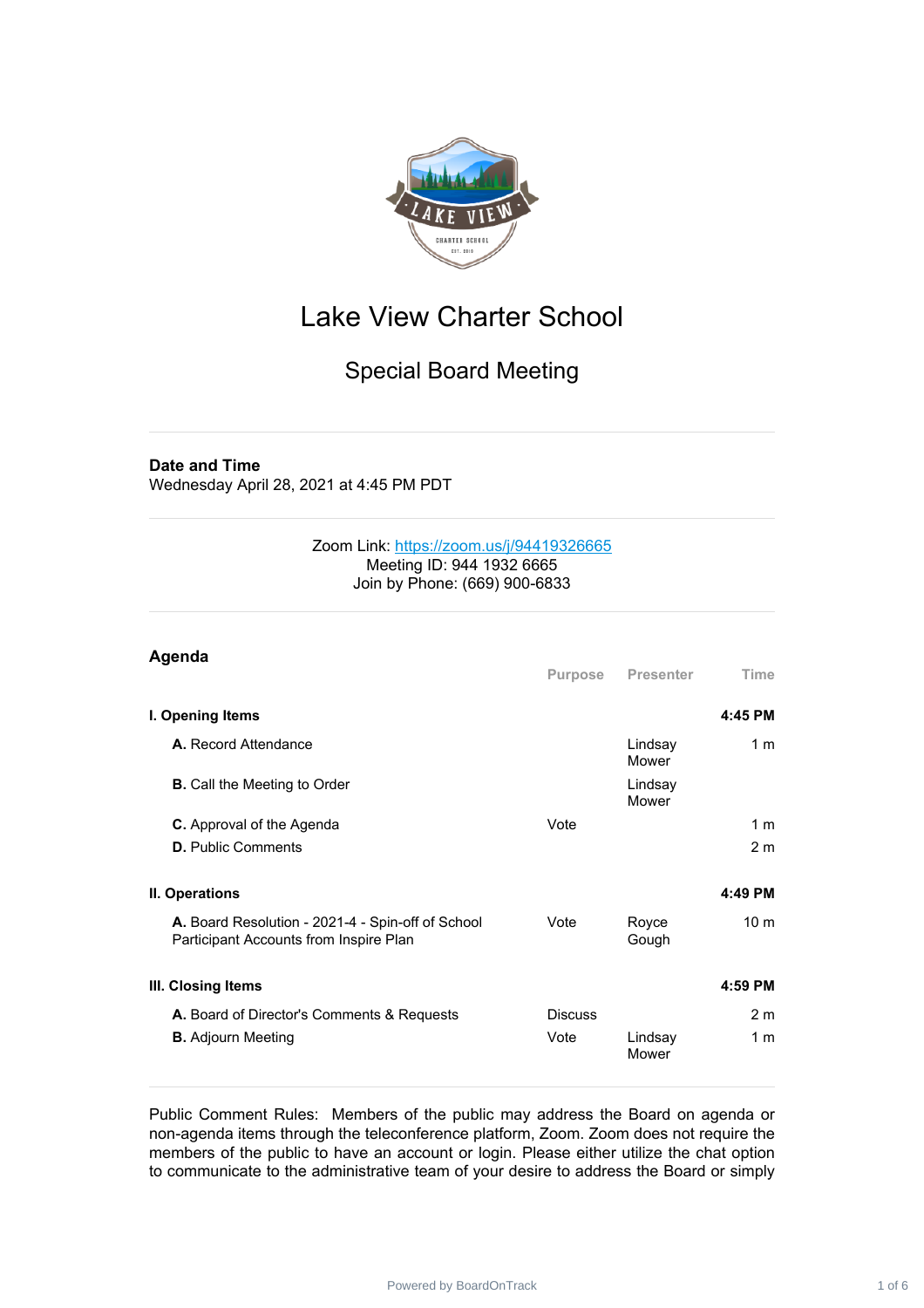# Lake View Charter School

## Special Board Meeting

**Date and Time**

Wednesday April 28, 2021 at 4:45 PM PDT

Zoom Link: https://zoom.us/j/94419326665
Meeting ID: 944 1932 6665
Join by Phone: (669) 900-6833

## Agenda

| | Purpose | Presenter | Time |
|---|---|---|---|
| **I. Opening Items** | | | **4:45 PM** |
| **A.** Record Attendance | | Lindsay Mower | 1 m |
| **B.** Call the Meeting to Order | | Lindsay Mower | |
| **C.** Approval of the Agenda | Vote | | 1 m |
| **D.** Public Comments | | | 2 m |
| **II. Operations** | | | **4:49 PM** |
| **A.** Board Resolution - 2021-4 - Spin-off of School Participant Accounts from Inspire Plan | Vote | Royce Gough | 10 m |
| **III. Closing Items** | | | **4:59 PM** |
| **A.** Board of Director's Comments & Requests | Discuss | | 2 m |
| **B.** Adjourn Meeting | Vote | Lindsay Mower | 1 m |

Public Comment Rules: Members of the public may address the Board on agenda or non-agenda items through the teleconference platform, Zoom. Zoom does not require the members of the public to have an account or login. Please either utilize the chat option to communicate to the administrative team of your desire to address the Board or simply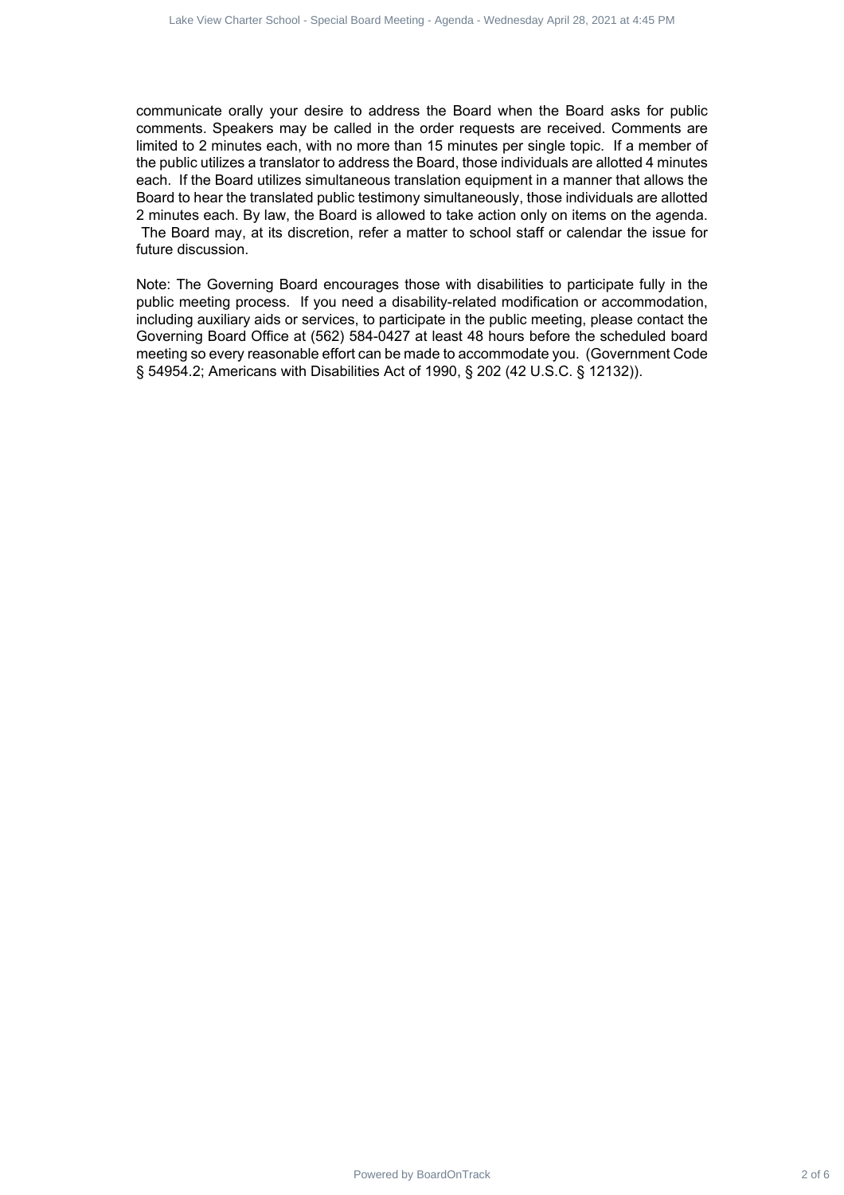communicate orally your desire to address the Board when the Board asks for public comments. Speakers may be called in the order requests are received. Comments are limited to 2 minutes each, with no more than 15 minutes per single topic. If a member of the public utilizes a translator to address the Board, those individuals are allotted 4 minutes each. If the Board utilizes simultaneous translation equipment in a manner that allows the Board to hear the translated public testimony simultaneously, those individuals are allotted 2 minutes each. By law, the Board is allowed to take action only on items on the agenda. The Board may, at its discretion, refer a matter to school staff or calendar the issue for future discussion.

Note: The Governing Board encourages those with disabilities to participate fully in the public meeting process. If you need a disability-related modification or accommodation, including auxiliary aids or services, to participate in the public meeting, please contact the Governing Board Office at (562) 584-0427 at least 48 hours before the scheduled board meeting so every reasonable effort can be made to accommodate you. (Government Code § 54954.2; Americans with Disabilities Act of 1990, § 202 (42 U.S.C. § 12132)).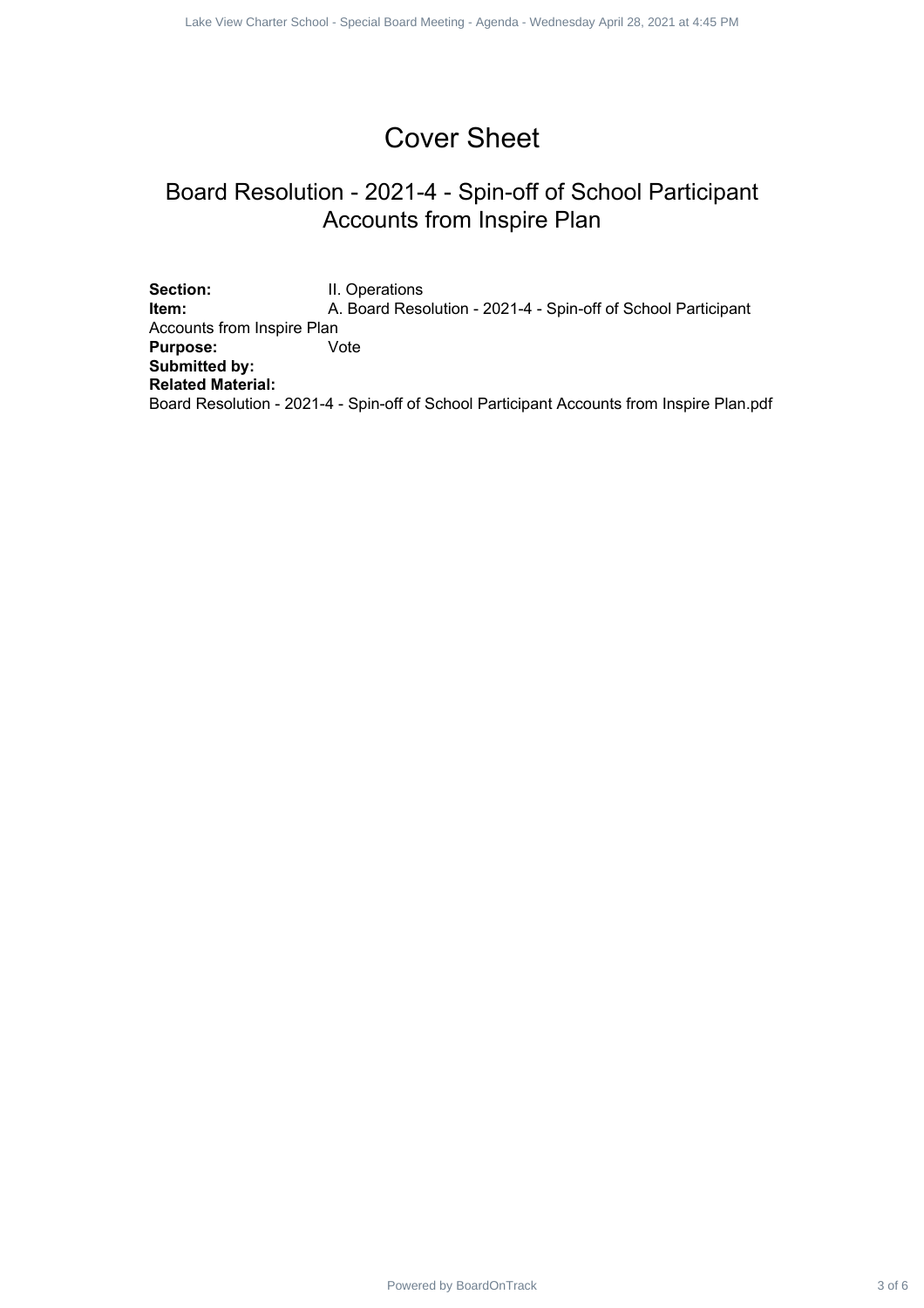# Cover Sheet

## Board Resolution - 2021-4 - Spin-off of School Participant Accounts from Inspire Plan

**Section:** II. Operations
**Item:** A. Board Resolution - 2021-4 - Spin-off of School Participant Accounts from Inspire Plan
**Purpose:** Vote
**Submitted by:**
**Related Material:**
Board Resolution - 2021-4 - Spin-off of School Participant Accounts from Inspire Plan.pdf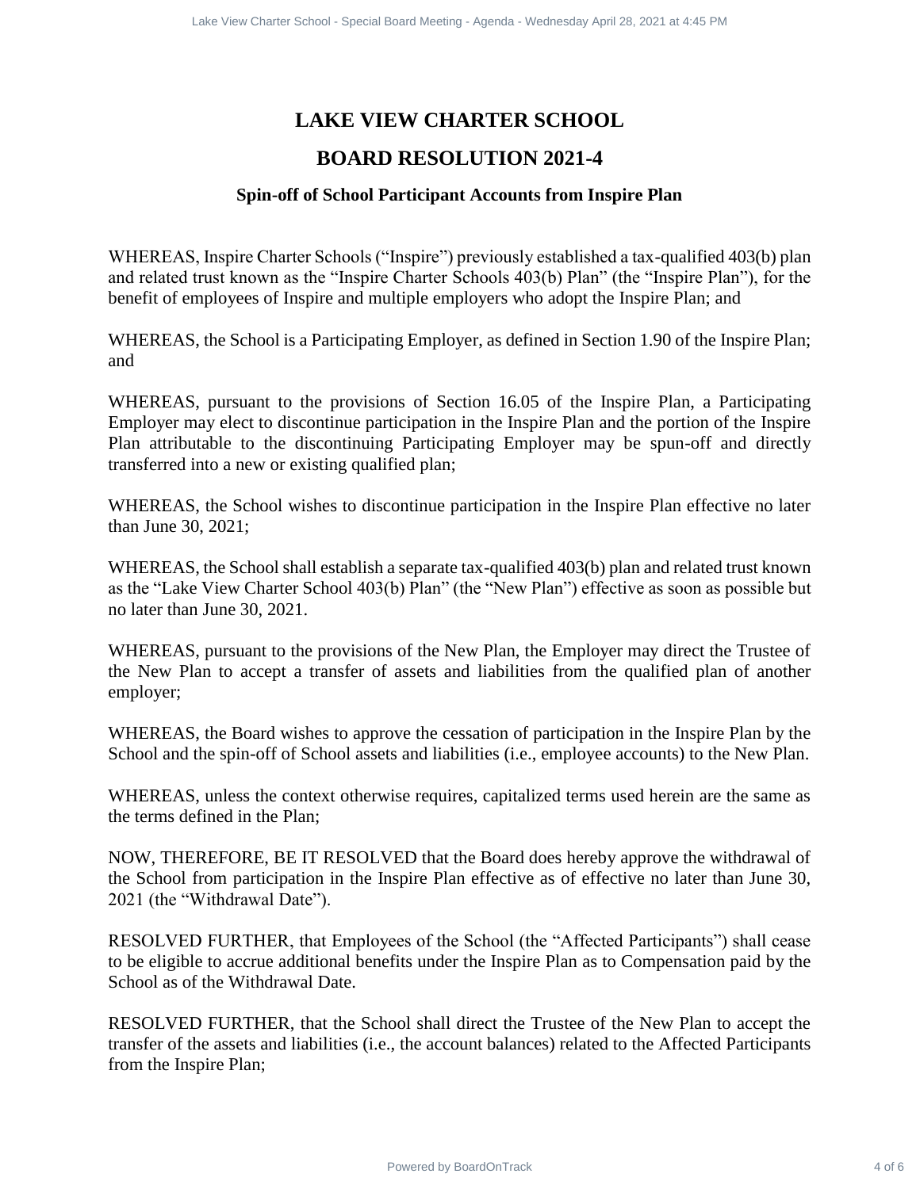# LAKE VIEW CHARTER SCHOOL

# BOARD RESOLUTION 2021-4

### Spin-off of School Participant Accounts from Inspire Plan

WHEREAS, Inspire Charter Schools ("Inspire") previously established a tax-qualified 403(b) plan and related trust known as the "Inspire Charter Schools 403(b) Plan" (the "Inspire Plan"), for the benefit of employees of Inspire and multiple employers who adopt the Inspire Plan; and

WHEREAS, the School is a Participating Employer, as defined in Section 1.90 of the Inspire Plan; and

WHEREAS, pursuant to the provisions of Section 16.05 of the Inspire Plan, a Participating Employer may elect to discontinue participation in the Inspire Plan and the portion of the Inspire Plan attributable to the discontinuing Participating Employer may be spun-off and directly transferred into a new or existing qualified plan;

WHEREAS, the School wishes to discontinue participation in the Inspire Plan effective no later than June 30, 2021;

WHEREAS, the School shall establish a separate tax-qualified 403(b) plan and related trust known as the "Lake View Charter School 403(b) Plan" (the "New Plan") effective as soon as possible but no later than June 30, 2021.

WHEREAS, pursuant to the provisions of the New Plan, the Employer may direct the Trustee of the New Plan to accept a transfer of assets and liabilities from the qualified plan of another employer;

WHEREAS, the Board wishes to approve the cessation of participation in the Inspire Plan by the School and the spin-off of School assets and liabilities (i.e., employee accounts) to the New Plan.

WHEREAS, unless the context otherwise requires, capitalized terms used herein are the same as the terms defined in the Plan;

NOW, THEREFORE, BE IT RESOLVED that the Board does hereby approve the withdrawal of the School from participation in the Inspire Plan effective as of effective no later than June 30, 2021 (the "Withdrawal Date").

RESOLVED FURTHER, that Employees of the School (the "Affected Participants") shall cease to be eligible to accrue additional benefits under the Inspire Plan as to Compensation paid by the School as of the Withdrawal Date.

RESOLVED FURTHER, that the School shall direct the Trustee of the New Plan to accept the transfer of the assets and liabilities (i.e., the account balances) related to the Affected Participants from the Inspire Plan;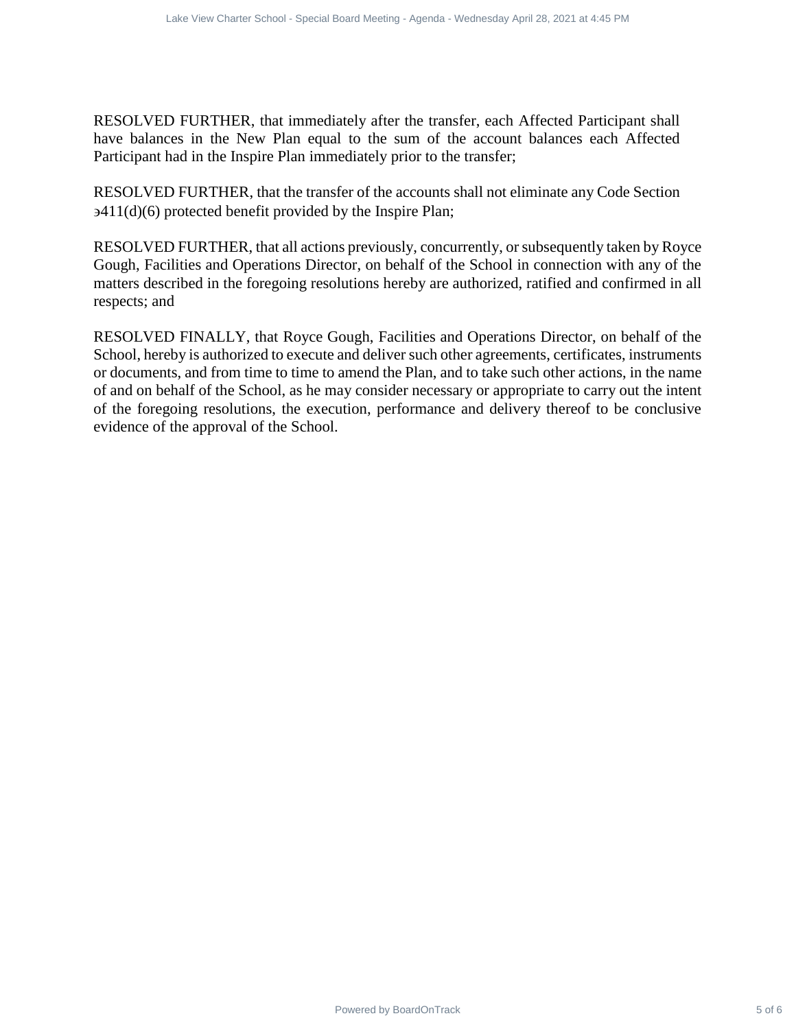RESOLVED FURTHER, that immediately after the transfer, each Affected Participant shall have balances in the New Plan equal to the sum of the account balances each Affected Participant had in the Inspire Plan immediately prior to the transfer;

RESOLVED FURTHER, that the transfer of the accounts shall not eliminate any Code Section э411(d)(6) protected benefit provided by the Inspire Plan;

RESOLVED FURTHER, that all actions previously, concurrently, or subsequently taken by Royce Gough, Facilities and Operations Director, on behalf of the School in connection with any of the matters described in the foregoing resolutions hereby are authorized, ratified and confirmed in all respects; and

RESOLVED FINALLY, that Royce Gough, Facilities and Operations Director, on behalf of the School, hereby is authorized to execute and deliver such other agreements, certificates, instruments or documents, and from time to time to amend the Plan, and to take such other actions, in the name of and on behalf of the School, as he may consider necessary or appropriate to carry out the intent of the foregoing resolutions, the execution, performance and delivery thereof to be conclusive evidence of the approval of the School.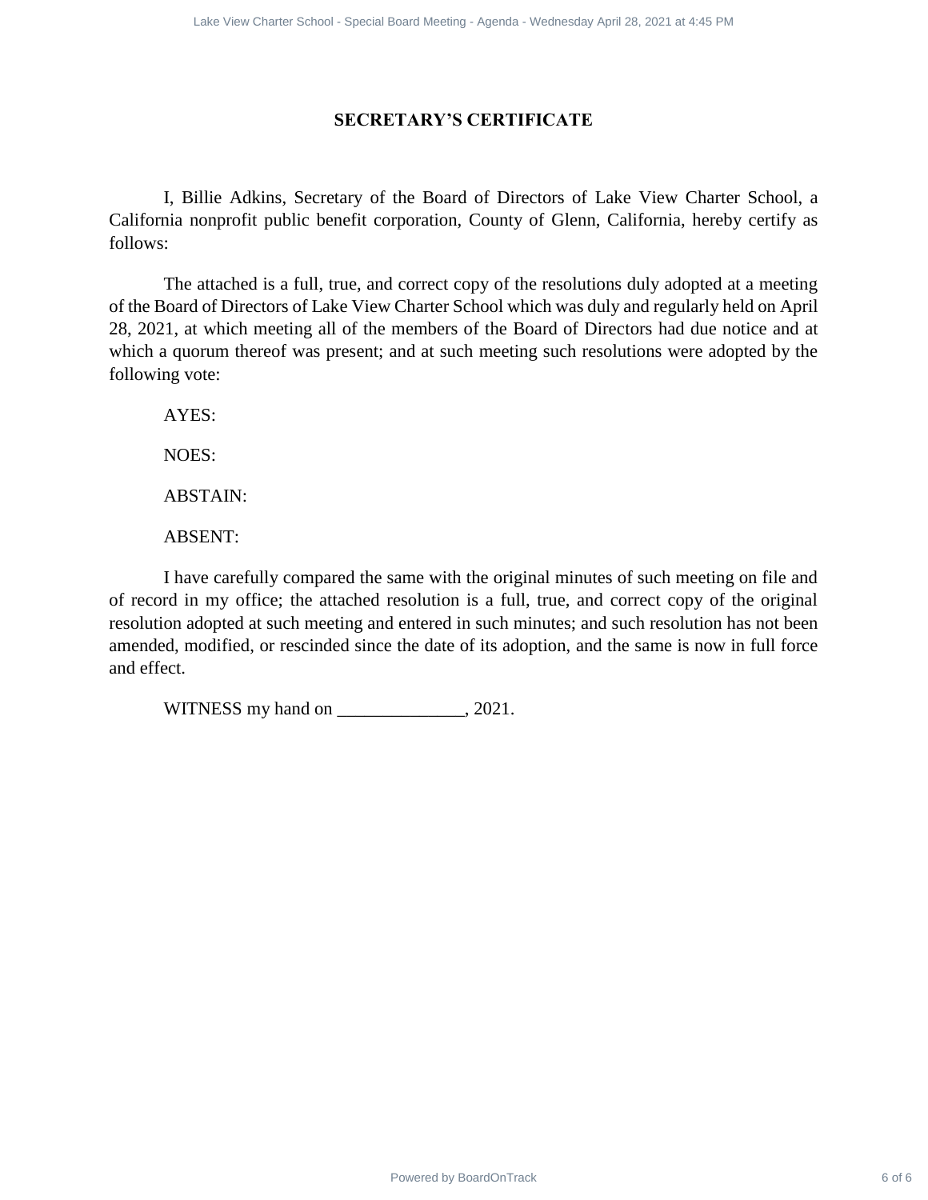# SECRETARY'S CERTIFICATE

I, Billie Adkins, Secretary of the Board of Directors of Lake View Charter School, a California nonprofit public benefit corporation, County of Glenn, California, hereby certify as follows:

The attached is a full, true, and correct copy of the resolutions duly adopted at a meeting of the Board of Directors of Lake View Charter School which was duly and regularly held on April 28, 2021, at which meeting all of the members of the Board of Directors had due notice and at which a quorum thereof was present; and at such meeting such resolutions were adopted by the following vote:

AYES:

NOES:

ABSTAIN:

ABSENT:

I have carefully compared the same with the original minutes of such meeting on file and of record in my office; the attached resolution is a full, true, and correct copy of the original resolution adopted at such meeting and entered in such minutes; and such resolution has not been amended, modified, or rescinded since the date of its adoption, and the same is now in full force and effect.

WITNESS my hand on ______________, 2021.